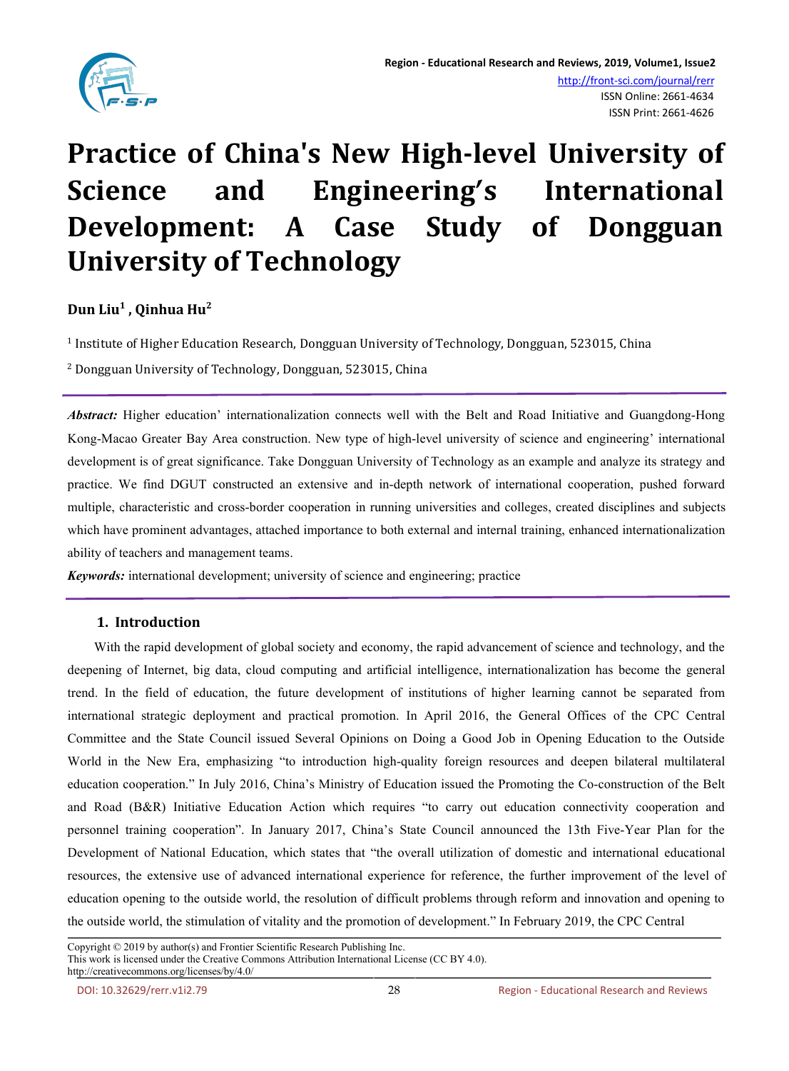# Practice of China's New High-level University of Science and Engineering's International Development: A Case Study of Dongguan University of Technology

**Dun Liu[1] , Qinhua Hu[2]**

[1] Institute of Higher Education Research, Dongguan University of Technology, Dongguan, 523015, China

[2] Dongguan University of Technology, Dongguan, 523015, China

***Abstract:*** Higher education' internationalization connects well with the Belt and Road Initiative and Guangdong-Hong Kong-Macao Greater Bay Area construction. New type of high-level university of science and engineering' international development is of great significance. Take Dongguan University of Technology as an example and analyze its strategy and practice. We find DGUT constructed an extensive and in-depth network of international cooperation, pushed forward multiple, characteristic and cross-border cooperation in running universities and colleges, created disciplines and subjects which have prominent advantages, attached importance to both external and internal training, enhanced internationalization ability of teachers and management teams.

***Keywords:*** international development; university of science and engineering; practice

## 1. Introduction

With the rapid development of global society and economy, the rapid advancement of science and technology, and the deepening of Internet, big data, cloud computing and artificial intelligence, internationalization has become the general trend. In the field of education, the future development of institutions of higher learning cannot be separated from international strategic deployment and practical promotion. In April 2016, the General Offices of the CPC Central Committee and the State Council issued Several Opinions on Doing a Good Job in Opening Education to the Outside World in the New Era, emphasizing "to introduction high-quality foreign resources and deepen bilateral multilateral education cooperation." In July 2016, China's Ministry of Education issued the Promoting the Co-construction of the Belt and Road (B&R) Initiative Education Action which requires "to carry out education connectivity cooperation and personnel training cooperation". In January 2017, China's State Council announced the 13th Five-Year Plan for the Development of National Education, which states that "the overall utilization of domestic and international educational resources, the extensive use of advanced international experience for reference, the further improvement of the level of education opening to the outside world, the resolution of difficult problems through reform and innovation and opening to the outside world, the stimulation of vitality and the promotion of development." In February 2019, the CPC Central

Copyright © 2019 by author(s) and Frontier Scientific Research Publishing Inc.
This work is licensed under the Creative Commons Attribution International License (CC BY 4.0).
http://creativecommons.org/licenses/by/4.0/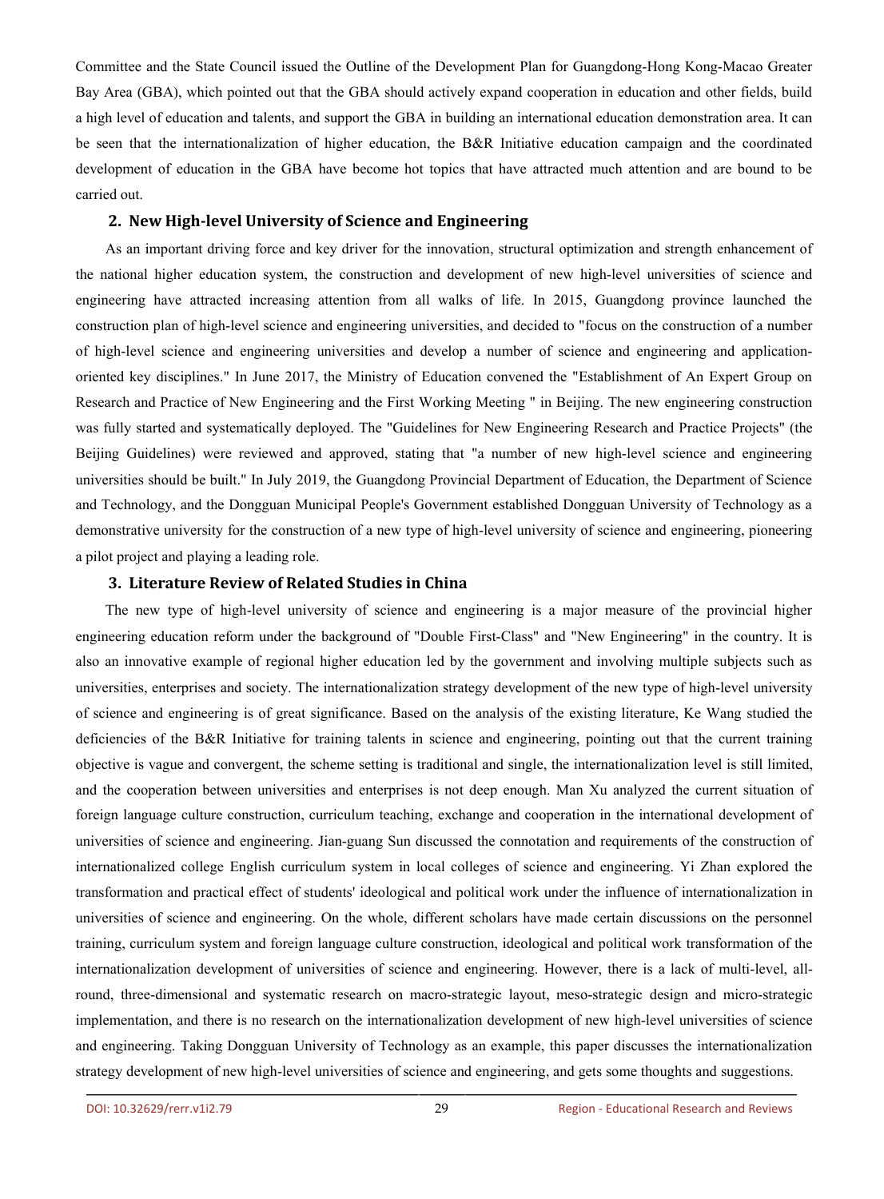Committee and the State Council issued the Outline of the Development Plan for Guangdong-Hong Kong-Macao Greater Bay Area (GBA), which pointed out that the GBA should actively expand cooperation in education and other fields, build a high level of education and talents, and support the GBA in building an international education demonstration area. It can be seen that the internationalization of higher education, the B&R Initiative education campaign and the coordinated development of education in the GBA have become hot topics that have attracted much attention and are bound to be carried out.

## 2. New High-level University of Science and Engineering

As an important driving force and key driver for the innovation, structural optimization and strength enhancement of the national higher education system, the construction and development of new high-level universities of science and engineering have attracted increasing attention from all walks of life. In 2015, Guangdong province launched the construction plan of high-level science and engineering universities, and decided to "focus on the construction of a number of high-level science and engineering universities and develop a number of science and engineering and application-oriented key disciplines." In June 2017, the Ministry of Education convened the "Establishment of An Expert Group on Research and Practice of New Engineering and the First Working Meeting " in Beijing. The new engineering construction was fully started and systematically deployed. The "Guidelines for New Engineering Research and Practice Projects" (the Beijing Guidelines) were reviewed and approved, stating that "a number of new high-level science and engineering universities should be built." In July 2019, the Guangdong Provincial Department of Education, the Department of Science and Technology, and the Dongguan Municipal People's Government established Dongguan University of Technology as a demonstrative university for the construction of a new type of high-level university of science and engineering, pioneering a pilot project and playing a leading role.

## 3. Literature Review of Related Studies in China

The new type of high-level university of science and engineering is a major measure of the provincial higher engineering education reform under the background of "Double First-Class" and "New Engineering" in the country. It is also an innovative example of regional higher education led by the government and involving multiple subjects such as universities, enterprises and society. The internationalization strategy development of the new type of high-level university of science and engineering is of great significance. Based on the analysis of the existing literature, Ke Wang studied the deficiencies of the B&R Initiative for training talents in science and engineering, pointing out that the current training objective is vague and convergent, the scheme setting is traditional and single, the internationalization level is still limited, and the cooperation between universities and enterprises is not deep enough. Man Xu analyzed the current situation of foreign language culture construction, curriculum teaching, exchange and cooperation in the international development of universities of science and engineering. Jian-guang Sun discussed the connotation and requirements of the construction of internationalized college English curriculum system in local colleges of science and engineering. Yi Zhan explored the transformation and practical effect of students' ideological and political work under the influence of internationalization in universities of science and engineering. On the whole, different scholars have made certain discussions on the personnel training, curriculum system and foreign language culture construction, ideological and political work transformation of the internationalization development of universities of science and engineering. However, there is a lack of multi-level, all-round, three-dimensional and systematic research on macro-strategic layout, meso-strategic design and micro-strategic implementation, and there is no research on the internationalization development of new high-level universities of science and engineering. Taking Dongguan University of Technology as an example, this paper discusses the internationalization strategy development of new high-level universities of science and engineering, and gets some thoughts and suggestions.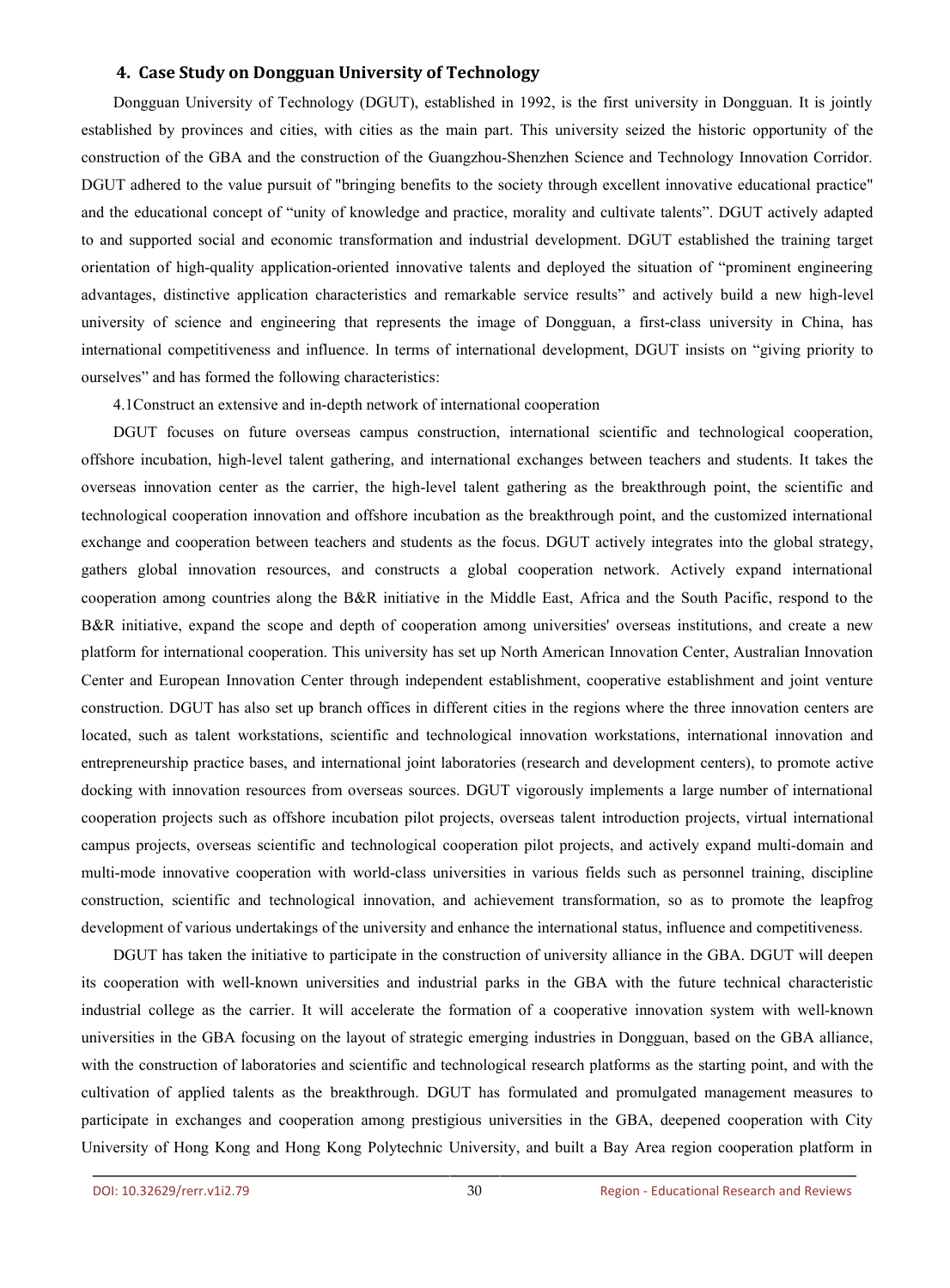## 4. Case Study on Dongguan University of Technology

Dongguan University of Technology (DGUT), established in 1992, is the first university in Dongguan. It is jointly established by provinces and cities, with cities as the main part. This university seized the historic opportunity of the construction of the GBA and the construction of the Guangzhou-Shenzhen Science and Technology Innovation Corridor. DGUT adhered to the value pursuit of "bringing benefits to the society through excellent innovative educational practice" and the educational concept of "unity of knowledge and practice, morality and cultivate talents". DGUT actively adapted to and supported social and economic transformation and industrial development. DGUT established the training target orientation of high-quality application-oriented innovative talents and deployed the situation of "prominent engineering advantages, distinctive application characteristics and remarkable service results" and actively build a new high-level university of science and engineering that represents the image of Dongguan, a first-class university in China, has international competitiveness and influence. In terms of international development, DGUT insists on "giving priority to ourselves" and has formed the following characteristics:

### 4.1Construct an extensive and in-depth network of international cooperation

DGUT focuses on future overseas campus construction, international scientific and technological cooperation, offshore incubation, high-level talent gathering, and international exchanges between teachers and students. It takes the overseas innovation center as the carrier, the high-level talent gathering as the breakthrough point, the scientific and technological cooperation innovation and offshore incubation as the breakthrough point, and the customized international exchange and cooperation between teachers and students as the focus. DGUT actively integrates into the global strategy, gathers global innovation resources, and constructs a global cooperation network. Actively expand international cooperation among countries along the B&R initiative in the Middle East, Africa and the South Pacific, respond to the B&R initiative, expand the scope and depth of cooperation among universities' overseas institutions, and create a new platform for international cooperation. This university has set up North American Innovation Center, Australian Innovation Center and European Innovation Center through independent establishment, cooperative establishment and joint venture construction. DGUT has also set up branch offices in different cities in the regions where the three innovation centers are located, such as talent workstations, scientific and technological innovation workstations, international innovation and entrepreneurship practice bases, and international joint laboratories (research and development centers), to promote active docking with innovation resources from overseas sources. DGUT vigorously implements a large number of international cooperation projects such as offshore incubation pilot projects, overseas talent introduction projects, virtual international campus projects, overseas scientific and technological cooperation pilot projects, and actively expand multi-domain and multi-mode innovative cooperation with world-class universities in various fields such as personnel training, discipline construction, scientific and technological innovation, and achievement transformation, so as to promote the leapfrog development of various undertakings of the university and enhance the international status, influence and competitiveness.

DGUT has taken the initiative to participate in the construction of university alliance in the GBA. DGUT will deepen its cooperation with well-known universities and industrial parks in the GBA with the future technical characteristic industrial college as the carrier. It will accelerate the formation of a cooperative innovation system with well-known universities in the GBA focusing on the layout of strategic emerging industries in Dongguan, based on the GBA alliance, with the construction of laboratories and scientific and technological research platforms as the starting point, and with the cultivation of applied talents as the breakthrough. DGUT has formulated and promulgated management measures to participate in exchanges and cooperation among prestigious universities in the GBA, deepened cooperation with City University of Hong Kong and Hong Kong Polytechnic University, and built a Bay Area region cooperation platform in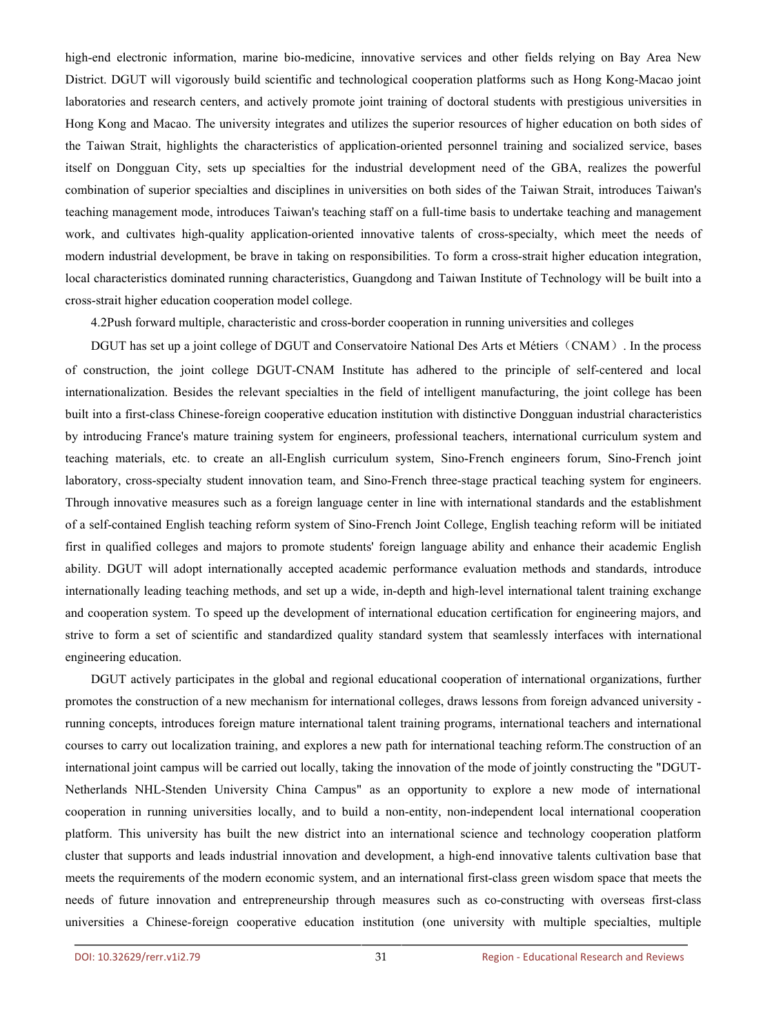high-end electronic information, marine bio-medicine, innovative services and other fields relying on Bay Area New District. DGUT will vigorously build scientific and technological cooperation platforms such as Hong Kong-Macao joint laboratories and research centers, and actively promote joint training of doctoral students with prestigious universities in Hong Kong and Macao. The university integrates and utilizes the superior resources of higher education on both sides of the Taiwan Strait, highlights the characteristics of application-oriented personnel training and socialized service, bases itself on Dongguan City, sets up specialties for the industrial development need of the GBA, realizes the powerful combination of superior specialties and disciplines in universities on both sides of the Taiwan Strait, introduces Taiwan's teaching management mode, introduces Taiwan's teaching staff on a full-time basis to undertake teaching and management work, and cultivates high-quality application-oriented innovative talents of cross-specialty, which meet the needs of modern industrial development, be brave in taking on responsibilities. To form a cross-strait higher education integration, local characteristics dominated running characteristics, Guangdong and Taiwan Institute of Technology will be built into a cross-strait higher education cooperation model college.

4.2Push forward multiple, characteristic and cross-border cooperation in running universities and colleges

DGUT has set up a joint college of DGUT and Conservatoire National Des Arts et Métiers（CNAM）. In the process of construction, the joint college DGUT-CNAM Institute has adhered to the principle of self-centered and local internationalization. Besides the relevant specialties in the field of intelligent manufacturing, the joint college has been built into a first-class Chinese-foreign cooperative education institution with distinctive Dongguan industrial characteristics by introducing France's mature training system for engineers, professional teachers, international curriculum system and teaching materials, etc. to create an all-English curriculum system, Sino-French engineers forum, Sino-French joint laboratory, cross-specialty student innovation team, and Sino-French three-stage practical teaching system for engineers. Through innovative measures such as a foreign language center in line with international standards and the establishment of a self-contained English teaching reform system of Sino-French Joint College, English teaching reform will be initiated first in qualified colleges and majors to promote students' foreign language ability and enhance their academic English ability. DGUT will adopt internationally accepted academic performance evaluation methods and standards, introduce internationally leading teaching methods, and set up a wide, in-depth and high-level international talent training exchange and cooperation system. To speed up the development of international education certification for engineering majors, and strive to form a set of scientific and standardized quality standard system that seamlessly interfaces with international engineering education.

DGUT actively participates in the global and regional educational cooperation of international organizations, further promotes the construction of a new mechanism for international colleges, draws lessons from foreign advanced university - running concepts, introduces foreign mature international talent training programs, international teachers and international courses to carry out localization training, and explores a new path for international teaching reform.The construction of an international joint campus will be carried out locally, taking the innovation of the mode of jointly constructing the "DGUT-Netherlands NHL-Stenden University China Campus" as an opportunity to explore a new mode of international cooperation in running universities locally, and to build a non-entity, non-independent local international cooperation platform. This university has built the new district into an international science and technology cooperation platform cluster that supports and leads industrial innovation and development, a high-end innovative talents cultivation base that meets the requirements of the modern economic system, and an international first-class green wisdom space that meets the needs of future innovation and entrepreneurship through measures such as co-constructing with overseas first-class universities a Chinese-foreign cooperative education institution (one university with multiple specialties, multiple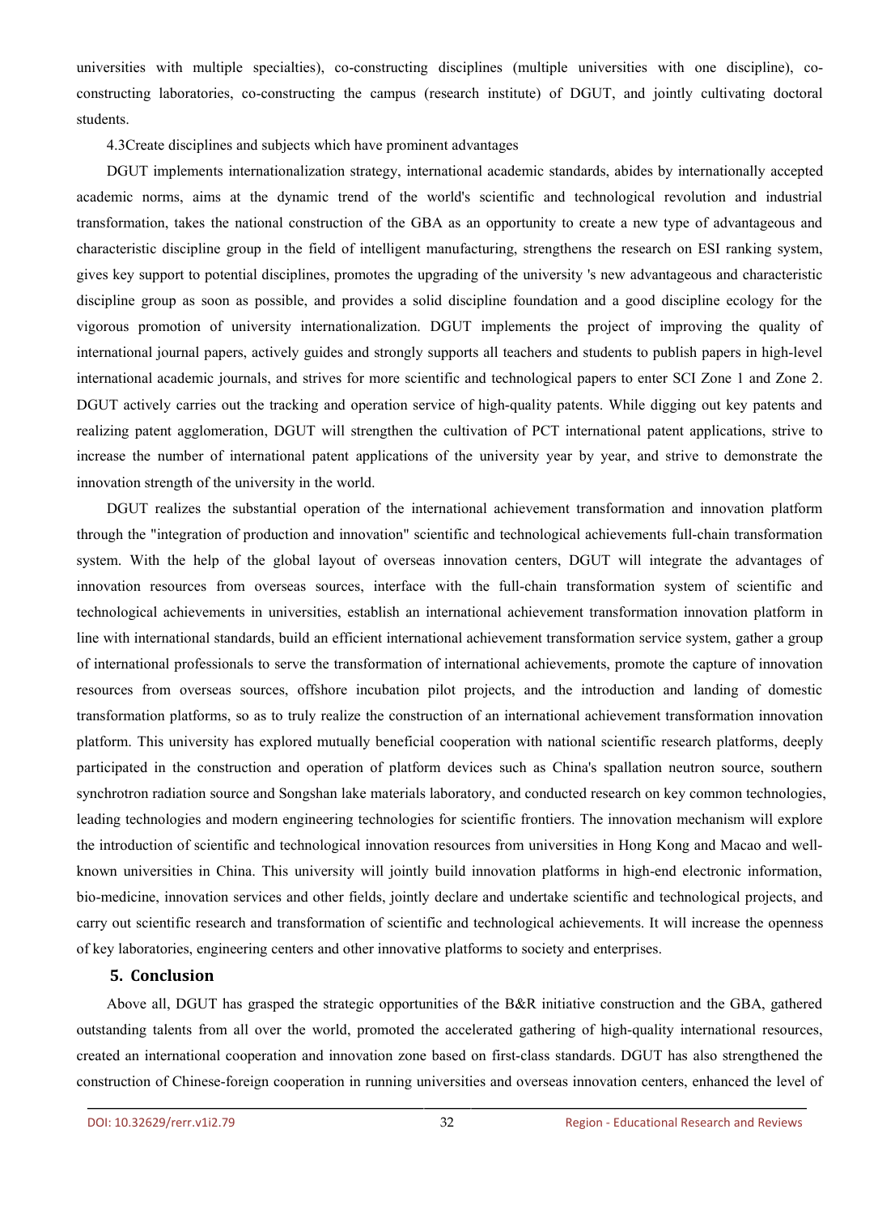universities with multiple specialties), co-constructing disciplines (multiple universities with one discipline), co-constructing laboratories, co-constructing the campus (research institute) of DGUT, and jointly cultivating doctoral students.

4.3Create disciplines and subjects which have prominent advantages

DGUT implements internationalization strategy, international academic standards, abides by internationally accepted academic norms, aims at the dynamic trend of the world's scientific and technological revolution and industrial transformation, takes the national construction of the GBA as an opportunity to create a new type of advantageous and characteristic discipline group in the field of intelligent manufacturing, strengthens the research on ESI ranking system, gives key support to potential disciplines, promotes the upgrading of the university 's new advantageous and characteristic discipline group as soon as possible, and provides a solid discipline foundation and a good discipline ecology for the vigorous promotion of university internationalization. DGUT implements the project of improving the quality of international journal papers, actively guides and strongly supports all teachers and students to publish papers in high-level international academic journals, and strives for more scientific and technological papers to enter SCI Zone 1 and Zone 2. DGUT actively carries out the tracking and operation service of high-quality patents. While digging out key patents and realizing patent agglomeration, DGUT will strengthen the cultivation of PCT international patent applications, strive to increase the number of international patent applications of the university year by year, and strive to demonstrate the innovation strength of the university in the world.

DGUT realizes the substantial operation of the international achievement transformation and innovation platform through the "integration of production and innovation" scientific and technological achievements full-chain transformation system. With the help of the global layout of overseas innovation centers, DGUT will integrate the advantages of innovation resources from overseas sources, interface with the full-chain transformation system of scientific and technological achievements in universities, establish an international achievement transformation innovation platform in line with international standards, build an efficient international achievement transformation service system, gather a group of international professionals to serve the transformation of international achievements, promote the capture of innovation resources from overseas sources, offshore incubation pilot projects, and the introduction and landing of domestic transformation platforms, so as to truly realize the construction of an international achievement transformation innovation platform. This university has explored mutually beneficial cooperation with national scientific research platforms, deeply participated in the construction and operation of platform devices such as China's spallation neutron source, southern synchrotron radiation source and Songshan lake materials laboratory, and conducted research on key common technologies, leading technologies and modern engineering technologies for scientific frontiers. The innovation mechanism will explore the introduction of scientific and technological innovation resources from universities in Hong Kong and Macao and well-known universities in China. This university will jointly build innovation platforms in high-end electronic information, bio-medicine, innovation services and other fields, jointly declare and undertake scientific and technological projects, and carry out scientific research and transformation of scientific and technological achievements. It will increase the openness of key laboratories, engineering centers and other innovative platforms to society and enterprises.

## 5. Conclusion

Above all, DGUT has grasped the strategic opportunities of the B&R initiative construction and the GBA, gathered outstanding talents from all over the world, promoted the accelerated gathering of high-quality international resources, created an international cooperation and innovation zone based on first-class standards. DGUT has also strengthened the construction of Chinese-foreign cooperation in running universities and overseas innovation centers, enhanced the level of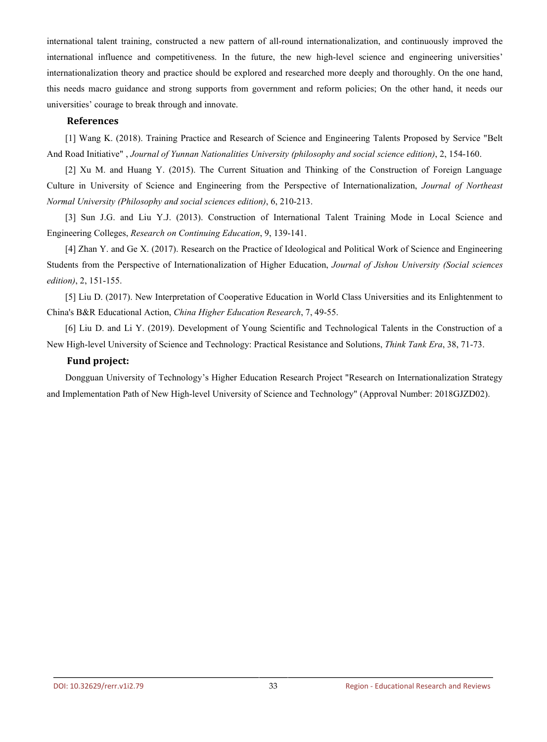international talent training, constructed a new pattern of all-round internationalization, and continuously improved the international influence and competitiveness. In the future, the new high-level science and engineering universities' internationalization theory and practice should be explored and researched more deeply and thoroughly. On the one hand, this needs macro guidance and strong supports from government and reform policies; On the other hand, it needs our universities' courage to break through and innovate.

## References

[1] Wang K. (2018). Training Practice and Research of Science and Engineering Talents Proposed by Service "Belt And Road Initiative" , *Journal of Yunnan Nationalities University (philosophy and social science edition)*, 2, 154-160.

[2] Xu M. and Huang Y. (2015). The Current Situation and Thinking of the Construction of Foreign Language Culture in University of Science and Engineering from the Perspective of Internationalization, *Journal of Northeast Normal University (Philosophy and social sciences edition)*, 6, 210-213.

[3] Sun J.G. and Liu Y.J. (2013). Construction of International Talent Training Mode in Local Science and Engineering Colleges, *Research on Continuing Education*, 9, 139-141.

[4] Zhan Y. and Ge X. (2017). Research on the Practice of Ideological and Political Work of Science and Engineering Students from the Perspective of Internationalization of Higher Education, *Journal of Jishou University (Social sciences edition)*, 2, 151-155.

[5] Liu D. (2017). New Interpretation of Cooperative Education in World Class Universities and its Enlightenment to China's B&R Educational Action, *China Higher Education Research*, 7, 49-55.

[6] Liu D. and Li Y. (2019). Development of Young Scientific and Technological Talents in the Construction of a New High-level University of Science and Technology: Practical Resistance and Solutions, *Think Tank Era*, 38, 71-73.

## Fund project:

Dongguan University of Technology's Higher Education Research Project "Research on Internationalization Strategy and Implementation Path of New High-level University of Science and Technology" (Approval Number: 2018GJZD02).